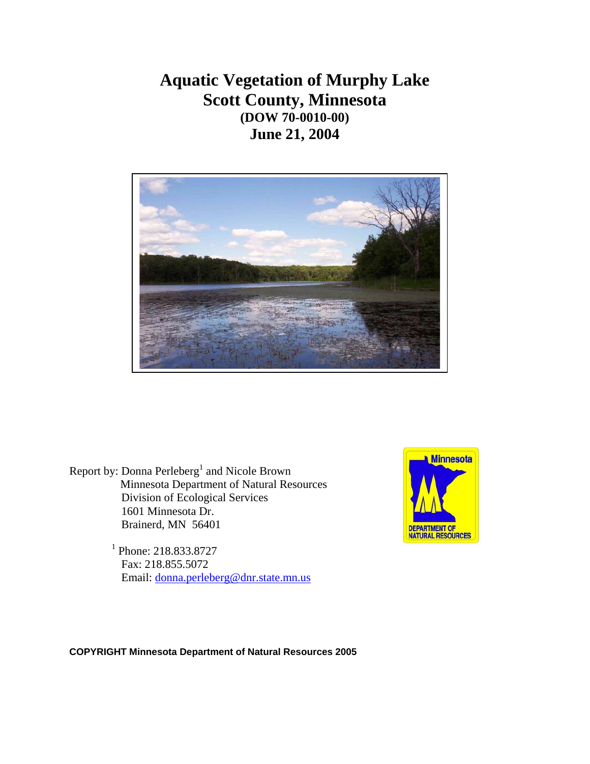# Aquatic Vegetation of Murphy Lake
# Scott County, Minnesota
### (DOW 70-0010-00)
## June 21, 2004

Report by: Donna Perleberg[1] and Nicole Brown
Minnesota Department of Natural Resources
Division of Ecological Services
1601 Minnesota Dr.
Brainerd, MN 56401

[1] Phone: 218.833.8727
Fax: 218.855.5072
Email: donna.perleberg@dnr.state.mn.us

Minnesota
DEPARTMENT OF NATURAL RESOURCES

**COPYRIGHT Minnesota Department of Natural Resources 2005**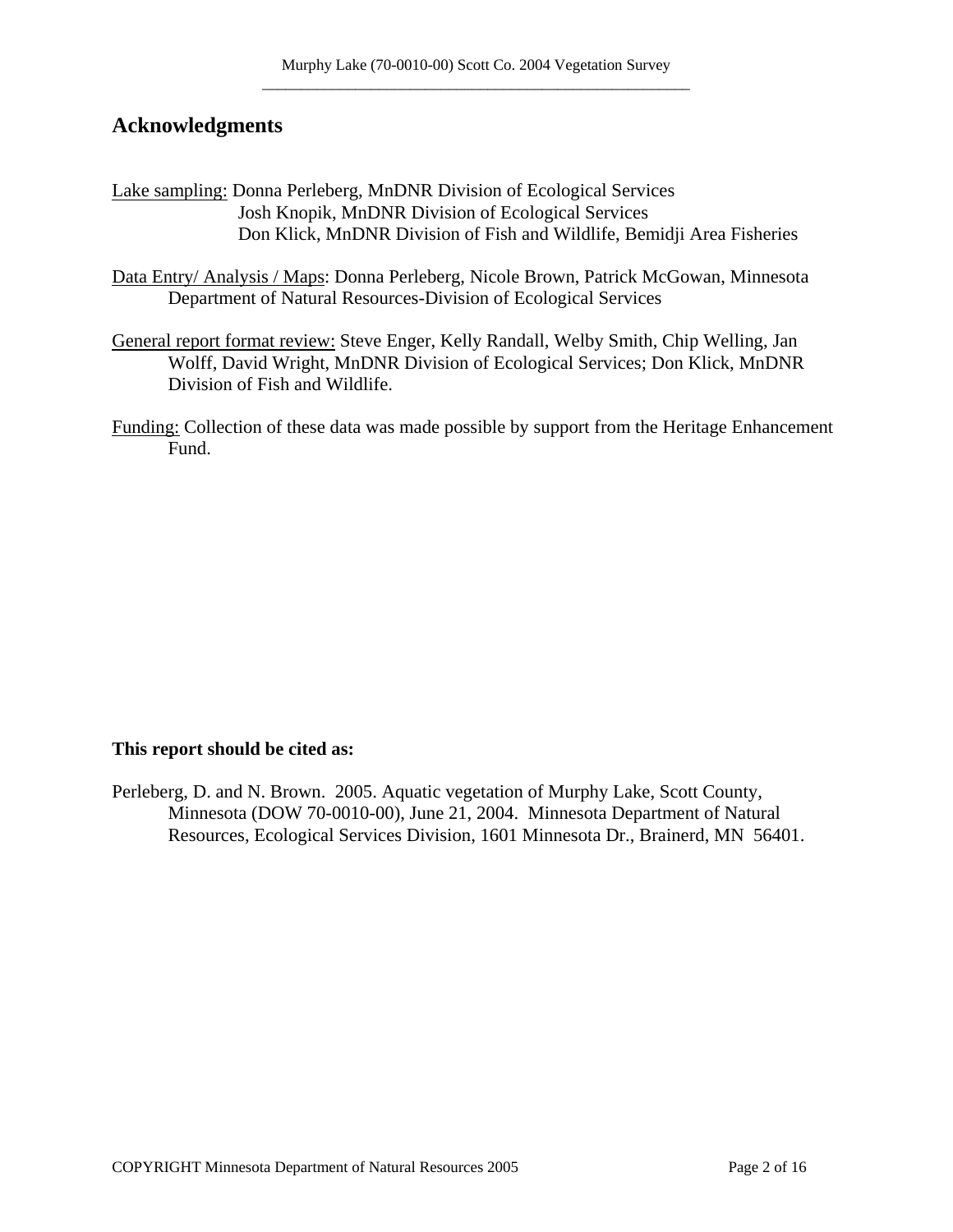## Acknowledgments

Lake sampling: Donna Perleberg, MnDNR Division of Ecological Services
Josh Knopik, MnDNR Division of Ecological Services
Don Klick, MnDNR Division of Fish and Wildlife, Bemidji Area Fisheries

Data Entry/ Analysis / Maps: Donna Perleberg, Nicole Brown, Patrick McGowan, Minnesota Department of Natural Resources-Division of Ecological Services

General report format review: Steve Enger, Kelly Randall, Welby Smith, Chip Welling, Jan Wolff, David Wright, MnDNR Division of Ecological Services; Don Klick, MnDNR Division of Fish and Wildlife.

Funding: Collection of these data was made possible by support from the Heritage Enhancement Fund.

**This report should be cited as:**

Perleberg, D. and N. Brown. 2005. Aquatic vegetation of Murphy Lake, Scott County, Minnesota (DOW 70-0010-00), June 21, 2004. Minnesota Department of Natural Resources, Ecological Services Division, 1601 Minnesota Dr., Brainerd, MN 56401.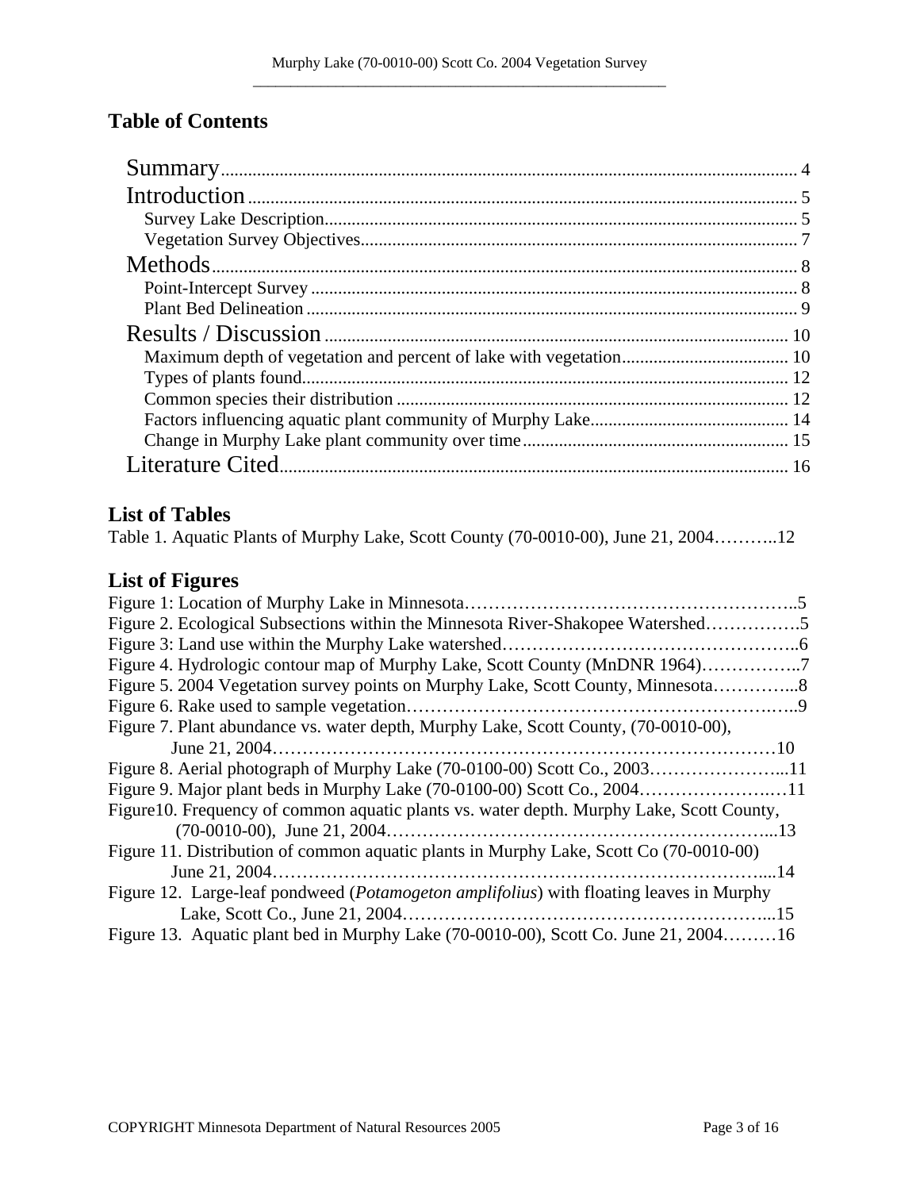## Table of Contents

Summary........................................................................................................................ 4
Introduction................................................................................................................... 5
  Survey Lake Description........................................................................................... 5
  Vegetation Survey Objectives................................................................................... 7
Methods.......................................................................................................................... 8
  Point-Intercept Survey .............................................................................................. 8
  Plant Bed Delineation ............................................................................................... 9
Results / Discussion ..................................................................................................... 10
  Maximum depth of vegetation and percent of lake with vegetation..................................... 10
  Types of plants found............................................................................................... 12
  Common species their distribution ........................................................................... 12
  Factors influencing aquatic plant community of Murphy Lake........................................... 14
  Change in Murphy Lake plant community over time.......................................................... 15
Literature Cited.............................................................................................................. 16

## List of Tables

Table 1. Aquatic Plants of Murphy Lake, Scott County (70-0010-00), June 21, 2004………..12

## List of Figures

Figure 1: Location of Murphy Lake in Minnesota………………………………………………..5
Figure 2. Ecological Subsections within the Minnesota River-Shakopee Watershed…………….5
Figure 3: Land use within the Murphy Lake watershed…………………………………………..6
Figure 4. Hydrologic contour map of Murphy Lake, Scott County (MnDNR 1964)……………..7
Figure 5. 2004 Vegetation survey points on Murphy Lake, Scott County, Minnesota…………...8
Figure 6. Rake used to sample vegetation……………………………………………………..9
Figure 7. Plant abundance vs. water depth, Murphy Lake, Scott County, (70-0010-00), June 21, 2004…………………………………………………………………………10
Figure 8. Aerial photograph of Murphy Lake (70-0100-00) Scott Co., 2003…………………...11
Figure 9. Major plant beds in Murphy Lake (70-0100-00) Scott Co., 2004…………………..…11
Figure10. Frequency of common aquatic plants vs. water depth. Murphy Lake, Scott County, (70-0010-00), June 21, 2004………………………………………………………...13
Figure 11. Distribution of common aquatic plants in Murphy Lake, Scott Co (70-0010-00) June 21, 2004……………………………………………………………………….....14
Figure 12. Large-leaf pondweed (*Potamogeton amplifolius*) with floating leaves in Murphy Lake, Scott Co., June 21, 2004………………………………………………………...15
Figure 13. Aquatic plant bed in Murphy Lake (70-0010-00), Scott Co. June 21, 2004………16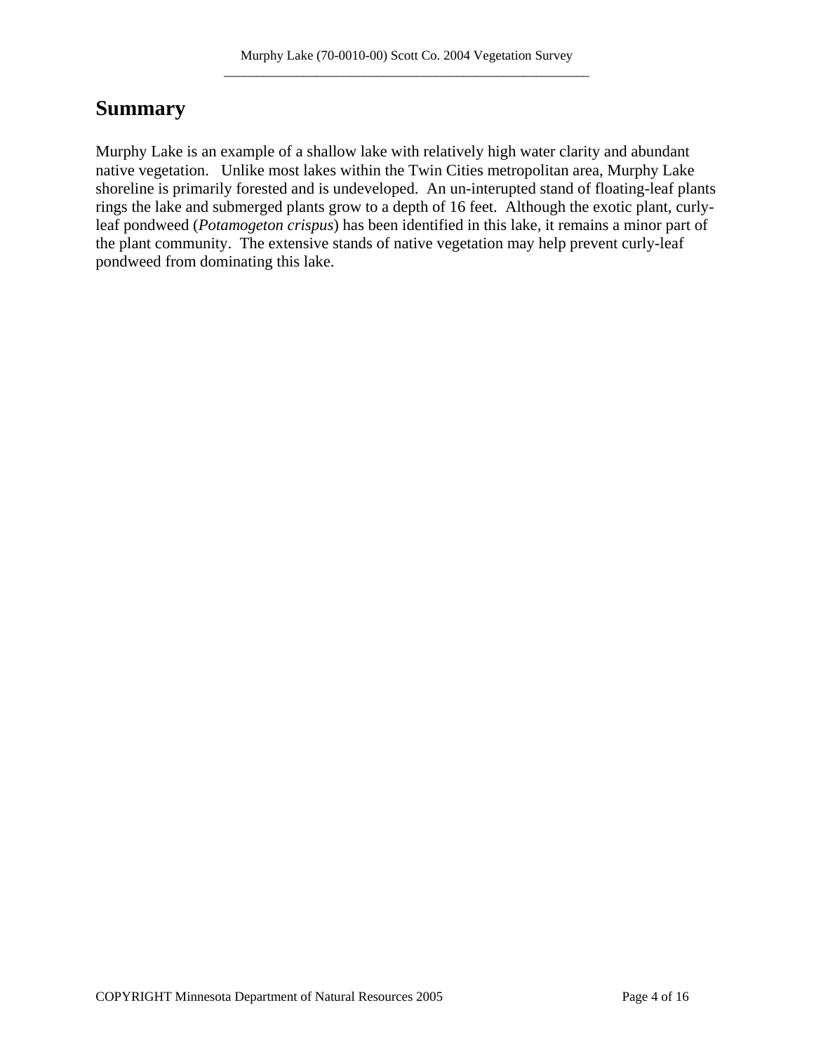## Summary

Murphy Lake is an example of a shallow lake with relatively high water clarity and abundant native vegetation. Unlike most lakes within the Twin Cities metropolitan area, Murphy Lake shoreline is primarily forested and is undeveloped. An un-interupted stand of floating-leaf plants rings the lake and submerged plants grow to a depth of 16 feet. Although the exotic plant, curly-leaf pondweed (*Potamogeton crispus*) has been identified in this lake, it remains a minor part of the plant community. The extensive stands of native vegetation may help prevent curly-leaf pondweed from dominating this lake.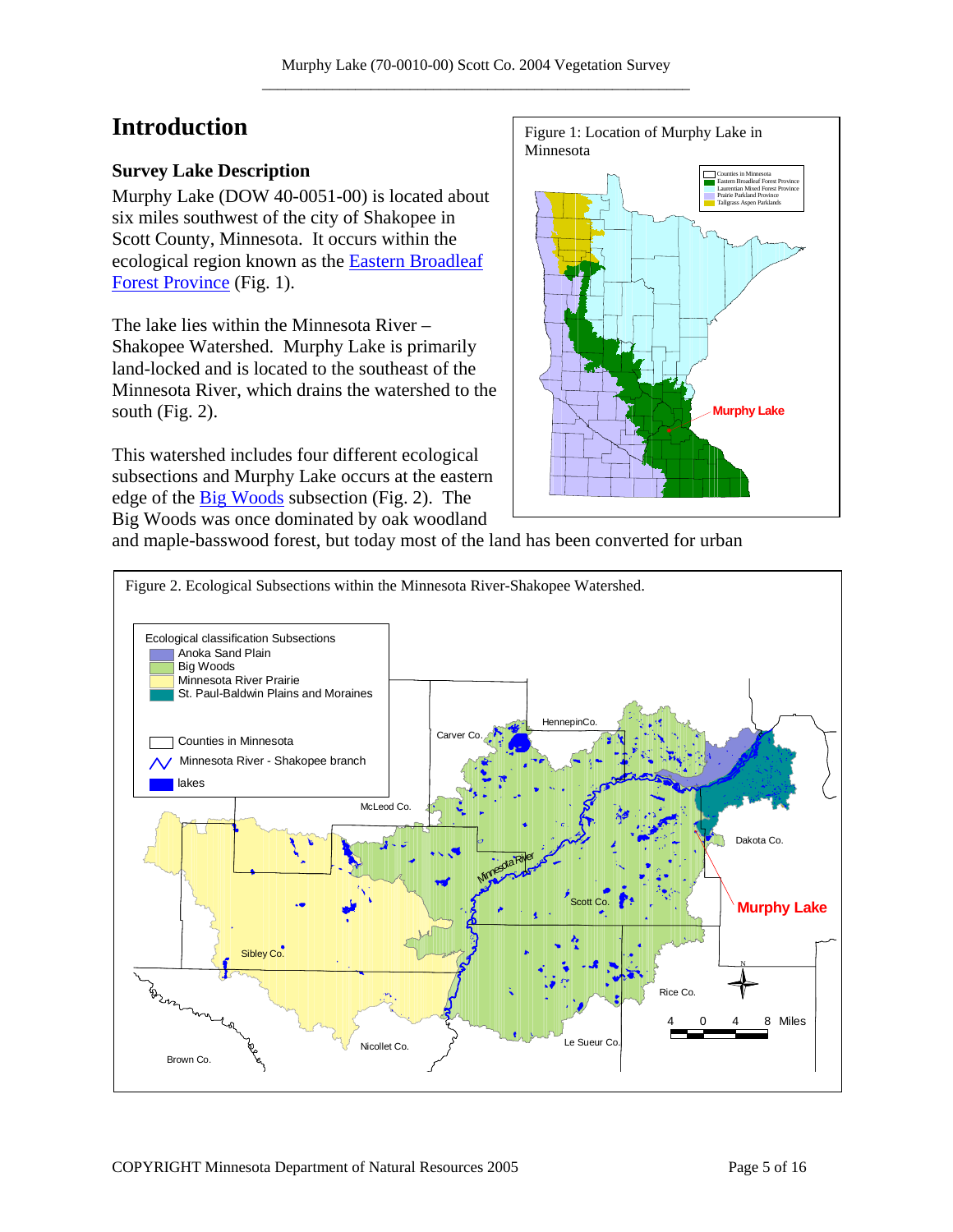# Introduction

## Survey Lake Description

Murphy Lake (DOW 40-0051-00) is located about six miles southwest of the city of Shakopee in Scott County, Minnesota. It occurs within the ecological region known as the Eastern Broadleaf Forest Province (Fig. 1).

Figure 1: Location of Murphy Lake in Minnesota

The lake lies within the Minnesota River – Shakopee Watershed. Murphy Lake is primarily land-locked and is located to the southeast of the Minnesota River, which drains the watershed to the south (Fig. 2).

This watershed includes four different ecological subsections and Murphy Lake occurs at the eastern edge of the Big Woods subsection (Fig. 2). The Big Woods was once dominated by oak woodland and maple-basswood forest, but today most of the land has been converted for urban

Figure 2. Ecological Subsections within the Minnesota River-Shakopee Watershed.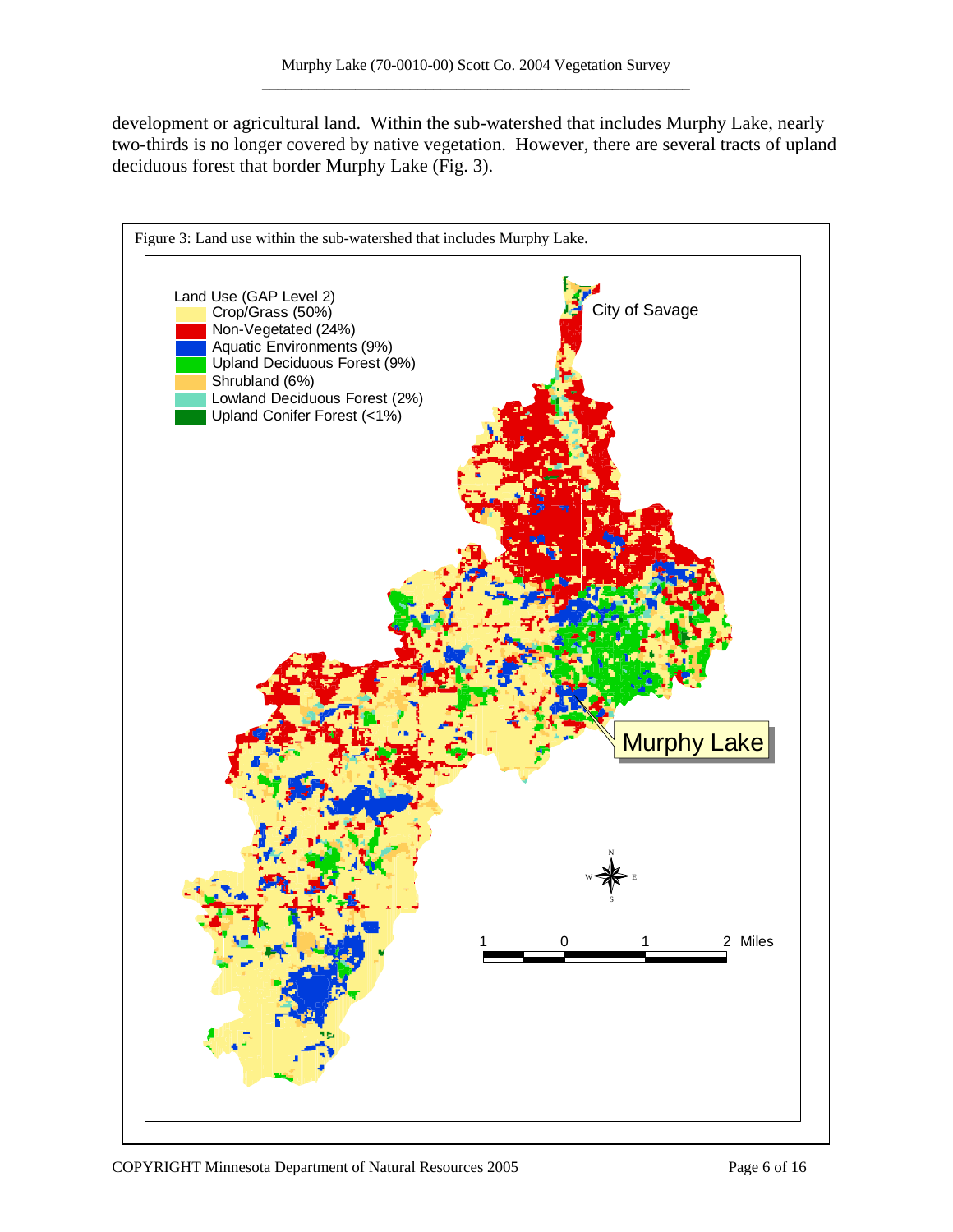development or agricultural land. Within the sub-watershed that includes Murphy Lake, nearly two-thirds is no longer covered by native vegetation. However, there are several tracts of upland deciduous forest that border Murphy Lake (Fig. 3).

Figure 3: Land use within the sub-watershed that includes Murphy Lake.

Land Use (GAP Level 2)
- Crop/Grass (50%)
- Non-Vegetated (24%)
- Aquatic Environments (9%)
- Upland Deciduous Forest (9%)
- Shrubland (6%)
- Lowland Deciduous Forest (2%)
- Upland Conifer Forest (<1%)

City of Savage

Murphy Lake

1 0 1 2 Miles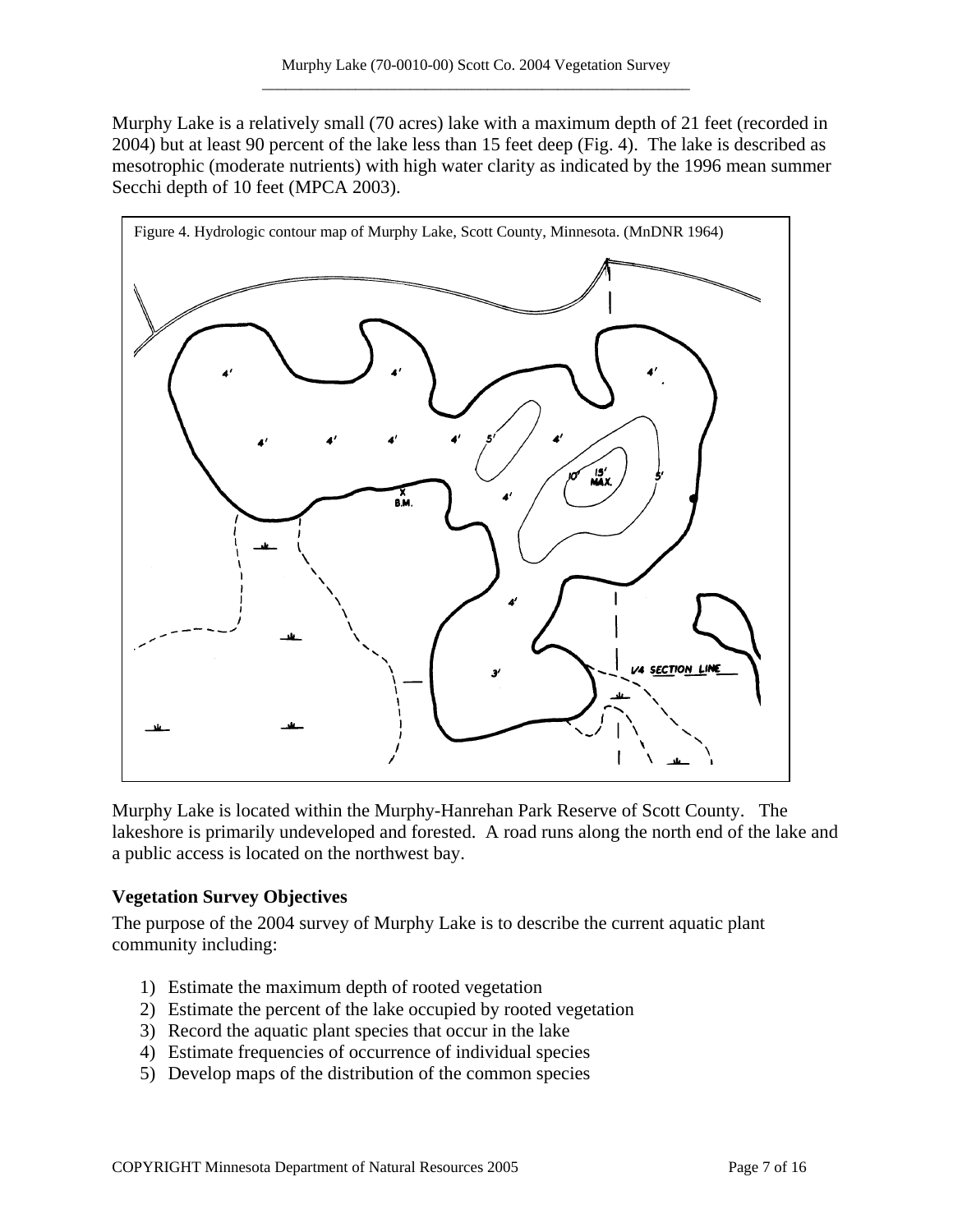Murphy Lake is a relatively small (70 acres) lake with a maximum depth of 21 feet (recorded in 2004) but at least 90 percent of the lake less than 15 feet deep (Fig. 4). The lake is described as mesotrophic (moderate nutrients) with high water clarity as indicated by the 1996 mean summer Secchi depth of 10 feet (MPCA 2003).

Figure 4. Hydrologic contour map of Murphy Lake, Scott County, Minnesota. (MnDNR 1964)

Murphy Lake is located within the Murphy-Hanrehan Park Reserve of Scott County. The lakeshore is primarily undeveloped and forested. A road runs along the north end of the lake and a public access is located on the northwest bay.

### Vegetation Survey Objectives

The purpose of the 2004 survey of Murphy Lake is to describe the current aquatic plant community including:

1) Estimate the maximum depth of rooted vegetation
2) Estimate the percent of the lake occupied by rooted vegetation
3) Record the aquatic plant species that occur in the lake
4) Estimate frequencies of occurrence of individual species
5) Develop maps of the distribution of the common species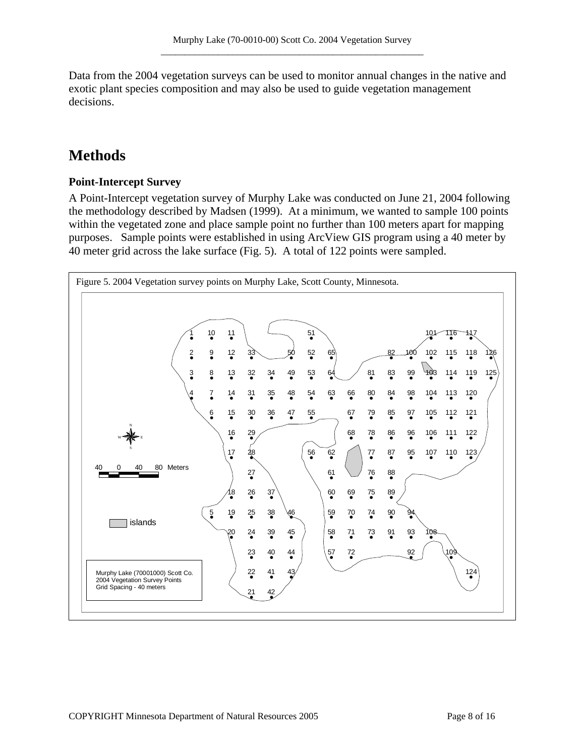Data from the 2004 vegetation surveys can be used to monitor annual changes in the native and exotic plant species composition and may also be used to guide vegetation management decisions.

# Methods

### Point-Intercept Survey

A Point-Intercept vegetation survey of Murphy Lake was conducted on June 21, 2004 following the methodology described by Madsen (1999). At a minimum, we wanted to sample 100 points within the vegetated zone and place sample point no further than 100 meters apart for mapping purposes. Sample points were established in using ArcView GIS program using a 40 meter by 40 meter grid across the lake surface (Fig. 5). A total of 122 points were sampled.

Figure 5. 2004 Vegetation survey points on Murphy Lake, Scott County, Minnesota.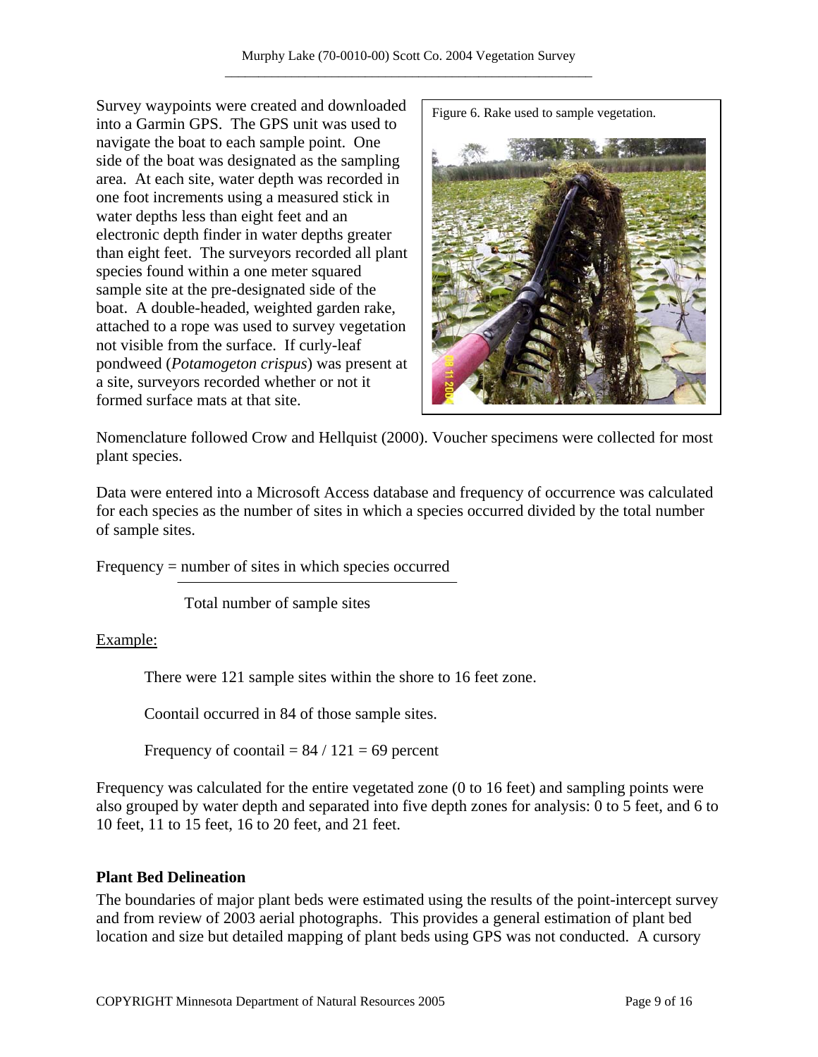Survey waypoints were created and downloaded into a Garmin GPS. The GPS unit was used to navigate the boat to each sample point. One side of the boat was designated as the sampling area. At each site, water depth was recorded in one foot increments using a measured stick in water depths less than eight feet and an electronic depth finder in water depths greater than eight feet. The surveyors recorded all plant species found within a one meter squared sample site at the pre-designated side of the boat. A double-headed, weighted garden rake, attached to a rope was used to survey vegetation not visible from the surface. If curly-leaf pondweed (*Potamogeton crispus*) was present at a site, surveyors recorded whether or not it formed surface mats at that site.

Figure 6. Rake used to sample vegetation.

Nomenclature followed Crow and Hellquist (2000). Voucher specimens were collected for most plant species.

Data were entered into a Microsoft Access database and frequency of occurrence was calculated for each species as the number of sites in which a species occurred divided by the total number of sample sites.

$$\text{Frequency} = \frac{\text{number of sites in which species occurred}}{\text{Total number of sample sites}}$$

<u>Example:</u>

> There were 121 sample sites within the shore to 16 feet zone.
>
> Coontail occurred in 84 of those sample sites.
>
> Frequency of coontail = 84 / 121 = 69 percent

Frequency was calculated for the entire vegetated zone (0 to 16 feet) and sampling points were also grouped by water depth and separated into five depth zones for analysis: 0 to 5 feet, and 6 to 10 feet, 11 to 15 feet, 16 to 20 feet, and 21 feet.

**Plant Bed Delineation**

The boundaries of major plant beds were estimated using the results of the point-intercept survey and from review of 2003 aerial photographs. This provides a general estimation of plant bed location and size but detailed mapping of plant beds using GPS was not conducted. A cursory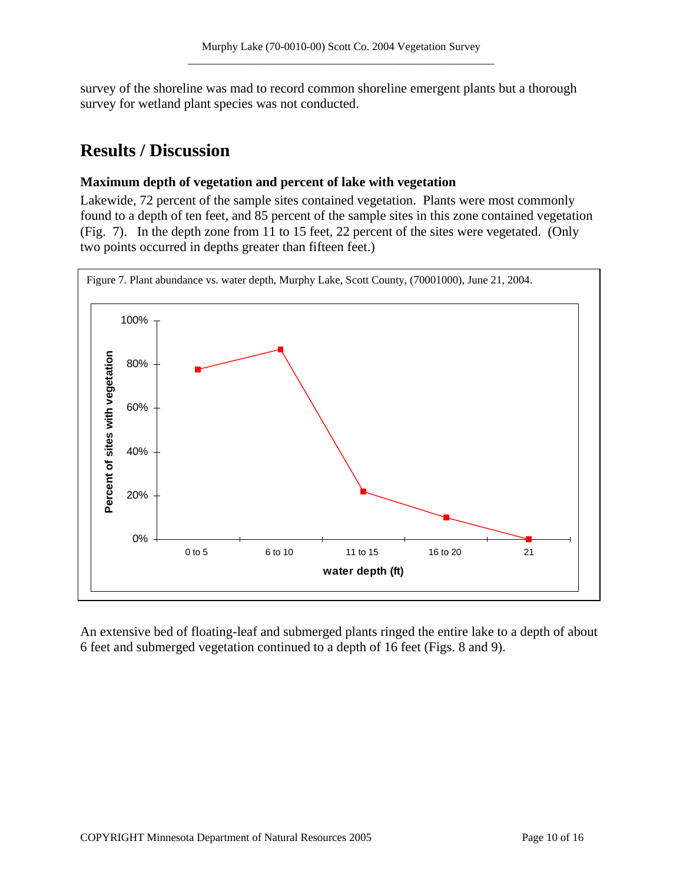survey of the shoreline was mad to record common shoreline emergent plants but a thorough survey for wetland plant species was not conducted.

# Results / Discussion

### Maximum depth of vegetation and percent of lake with vegetation

Lakewide, 72 percent of the sample sites contained vegetation. Plants were most commonly found to a depth of ten feet, and 85 percent of the sample sites in this zone contained vegetation (Fig. 7). In the depth zone from 11 to 15 feet, 22 percent of the sites were vegetated. (Only two points occurred in depths greater than fifteen feet.)

Figure 7. Plant abundance vs. water depth, Murphy Lake, Scott County, (70001000), June 21, 2004.

An extensive bed of floating-leaf and submerged plants ringed the entire lake to a depth of about 6 feet and submerged vegetation continued to a depth of 16 feet (Figs. 8 and 9).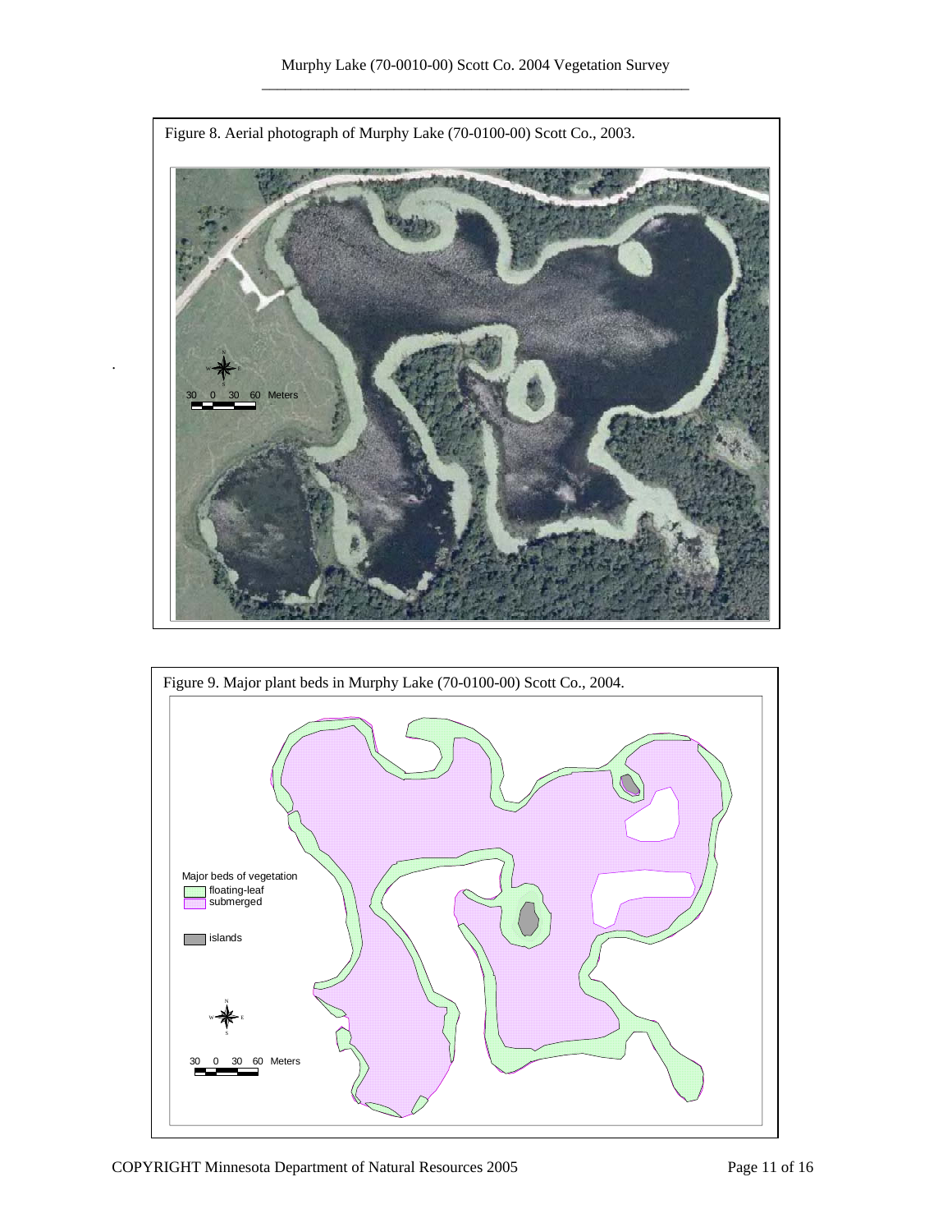Figure 8. Aerial photograph of Murphy Lake (70-0100-00) Scott Co., 2003.

30 0 30 60 Meters

Figure 9. Major plant beds in Murphy Lake (70-0100-00) Scott Co., 2004.

Major beds of vegetation

- floating-leaf
- submerged
- islands

30 0 30 60 Meters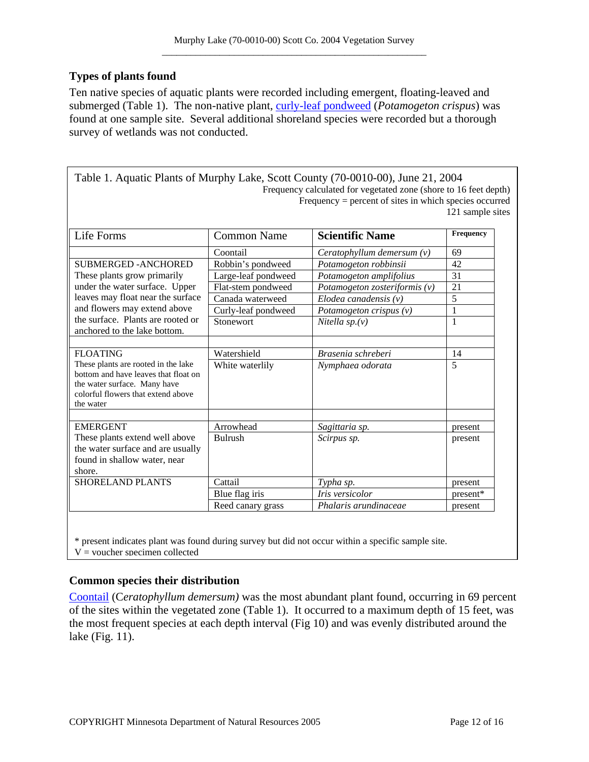### Types of plants found

Ten native species of aquatic plants were recorded including emergent, floating-leaved and submerged (Table 1). The non-native plant, curly-leaf pondweed (*Potamogeton crispus*) was found at one sample site. Several additional shoreland species were recorded but a thorough survey of wetlands was not conducted.

Table 1. Aquatic Plants of Murphy Lake, Scott County (70-0010-00), June 21, 2004

Frequency calculated for vegetated zone (shore to 16 feet depth)
Frequency = percent of sites in which species occurred
121 sample sites

| Life Forms | Common Name | Scientific Name | Frequency |
|---|---|---|---|
| | Coontail | *Ceratophyllum demersum (v)* | 69 |
| SUBMERGED -ANCHORED These plants grow primarily under the water surface. Upper leaves may float near the surface and flowers may extend above the surface. Plants are rooted or anchored to the lake bottom. | Robbin's pondweed | *Potamogeton robbinsii* | 42 |
| | Large-leaf pondweed | *Potamogeton amplifolius* | 31 |
| | Flat-stem pondweed | *Potamogeton zosteriformis (v)* | 21 |
| | Canada waterweed | *Elodea canadensis (v)* | 5 |
| | Curly-leaf pondweed | *Potamogeton crispus (v)* | 1 |
| | Stonewort | *Nitella sp.(v)* | 1 |
| | | | |
| FLOATING These plants are rooted in the lake bottom and have leaves that float on the water surface. Many have colorful flowers that extend above the water | Watershield | *Brasenia schreberi* | 14 |
| | White waterlily | *Nymphaea odorata* | 5 |
| | | | |
| EMERGENT These plants extend well above the water surface and are usually found in shallow water, near shore. | Arrowhead | *Sagittaria sp.* | present |
| | Bulrush | *Scirpus sp.* | present |
| SHORELAND PLANTS | Cattail | *Typha sp.* | present |
| | Blue flag iris | *Iris versicolor* | present* |
| | Reed canary grass | *Phalaris arundinaceae* | present |

\* present indicates plant was found during survey but did not occur within a specific sample site.
V = voucher specimen collected

### Common species their distribution

Coontail (*Ceratophyllum demersum)* was the most abundant plant found, occurring in 69 percent of the sites within the vegetated zone (Table 1). It occurred to a maximum depth of 15 feet, was the most frequent species at each depth interval (Fig 10) and was evenly distributed around the lake (Fig. 11).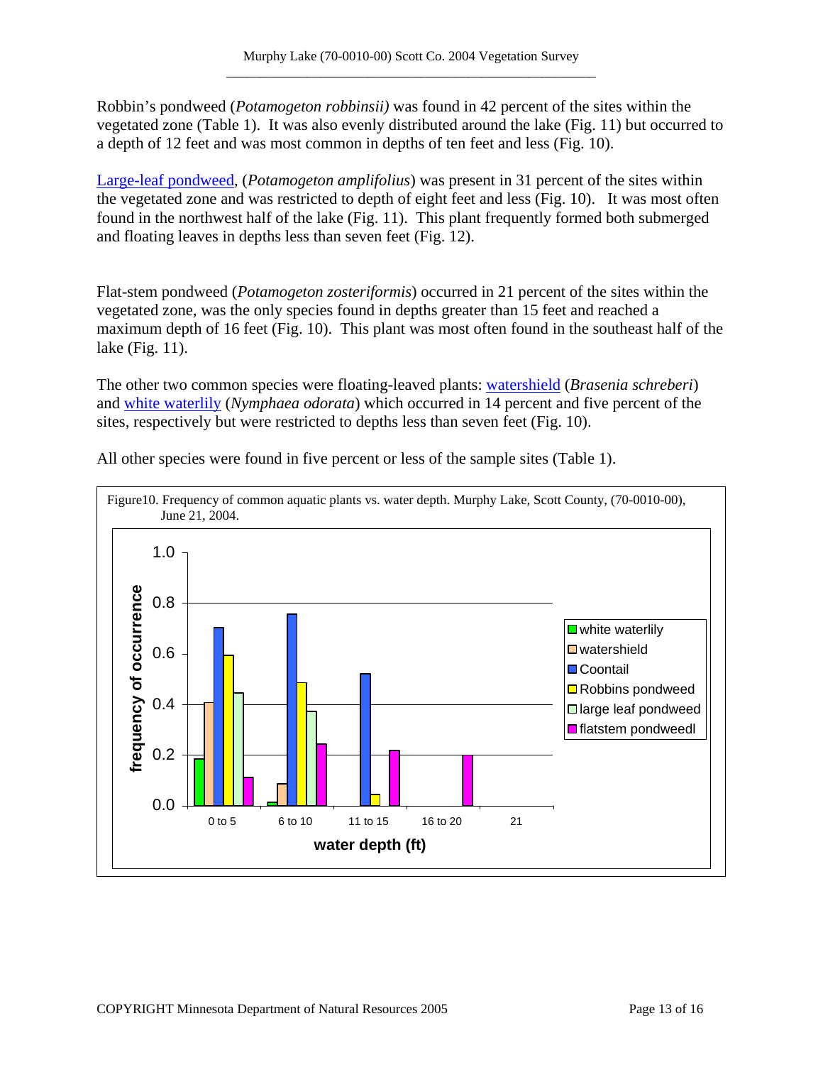Robbin's pondweed (*Potamogeton robbinsii)* was found in 42 percent of the sites within the vegetated zone (Table 1). It was also evenly distributed around the lake (Fig. 11) but occurred to a depth of 12 feet and was most common in depths of ten feet and less (Fig. 10).

Large-leaf pondweed, (*Potamogeton amplifolius*) was present in 31 percent of the sites within the vegetated zone and was restricted to depth of eight feet and less (Fig. 10). It was most often found in the northwest half of the lake (Fig. 11). This plant frequently formed both submerged and floating leaves in depths less than seven feet (Fig. 12).

Flat-stem pondweed (*Potamogeton zosteriformis*) occurred in 21 percent of the sites within the vegetated zone, was the only species found in depths greater than 15 feet and reached a maximum depth of 16 feet (Fig. 10). This plant was most often found in the southeast half of the lake (Fig. 11).

The other two common species were floating-leaved plants: watershield (*Brasenia schreberi*) and white waterlily (*Nymphaea odorata*) which occurred in 14 percent and five percent of the sites, respectively but were restricted to depths less than seven feet (Fig. 10).

All other species were found in five percent or less of the sample sites (Table 1).

Figure10. Frequency of common aquatic plants vs. water depth. Murphy Lake, Scott County, (70-0010-00), June 21, 2004.

| water depth (ft) | white waterlily | watershield | Coontail | Robbins pondweed | large leaf pondweed | flatstem pondweedl |
|---|---|---|---|---|---|---|
| 0 to 5 | 0.18 | 0.41 | 0.70 | 0.59 | 0.44 | 0.11 |
| 6 to 10 | 0.01 | 0.09 | 0.76 | 0.49 | 0.37 | 0.24 |
| 11 to 15 | | | 0.52 | 0.04 | | 0.22 |
| 16 to 20 | | | | | | 0.20 |
| 21 | | | | | | |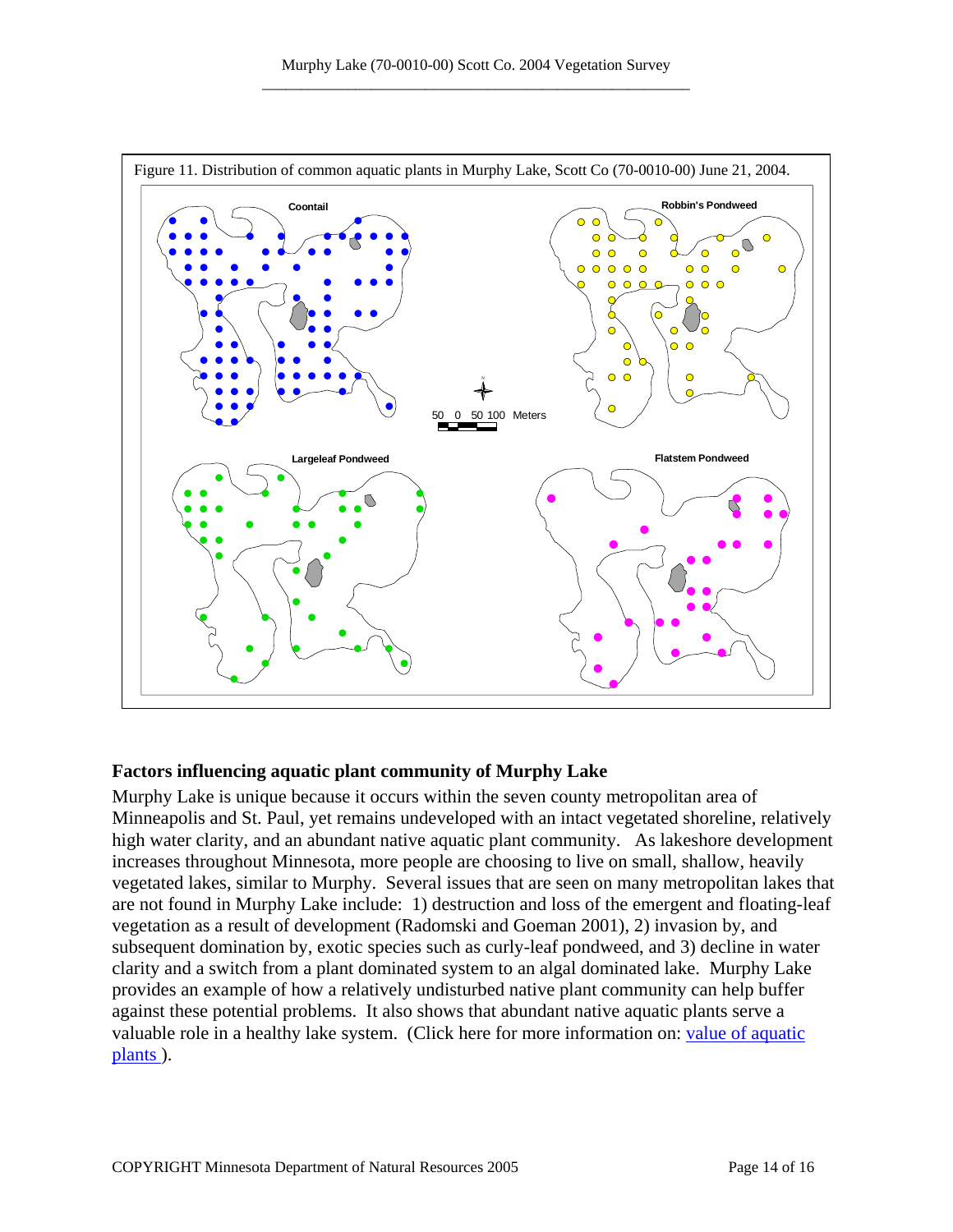Figure 11. Distribution of common aquatic plants in Murphy Lake, Scott Co (70-0010-00) June 21, 2004.

## Factors influencing aquatic plant community of Murphy Lake

Murphy Lake is unique because it occurs within the seven county metropolitan area of Minneapolis and St. Paul, yet remains undeveloped with an intact vegetated shoreline, relatively high water clarity, and an abundant native aquatic plant community. As lakeshore development increases throughout Minnesota, more people are choosing to live on small, shallow, heavily vegetated lakes, similar to Murphy. Several issues that are seen on many metropolitan lakes that are not found in Murphy Lake include: 1) destruction and loss of the emergent and floating-leaf vegetation as a result of development (Radomski and Goeman 2001), 2) invasion by, and subsequent domination by, exotic species such as curly-leaf pondweed, and 3) decline in water clarity and a switch from a plant dominated system to an algal dominated lake. Murphy Lake provides an example of how a relatively undisturbed native plant community can help buffer against these potential problems. It also shows that abundant native aquatic plants serve a valuable role in a healthy lake system. (Click here for more information on: value of aquatic plants ).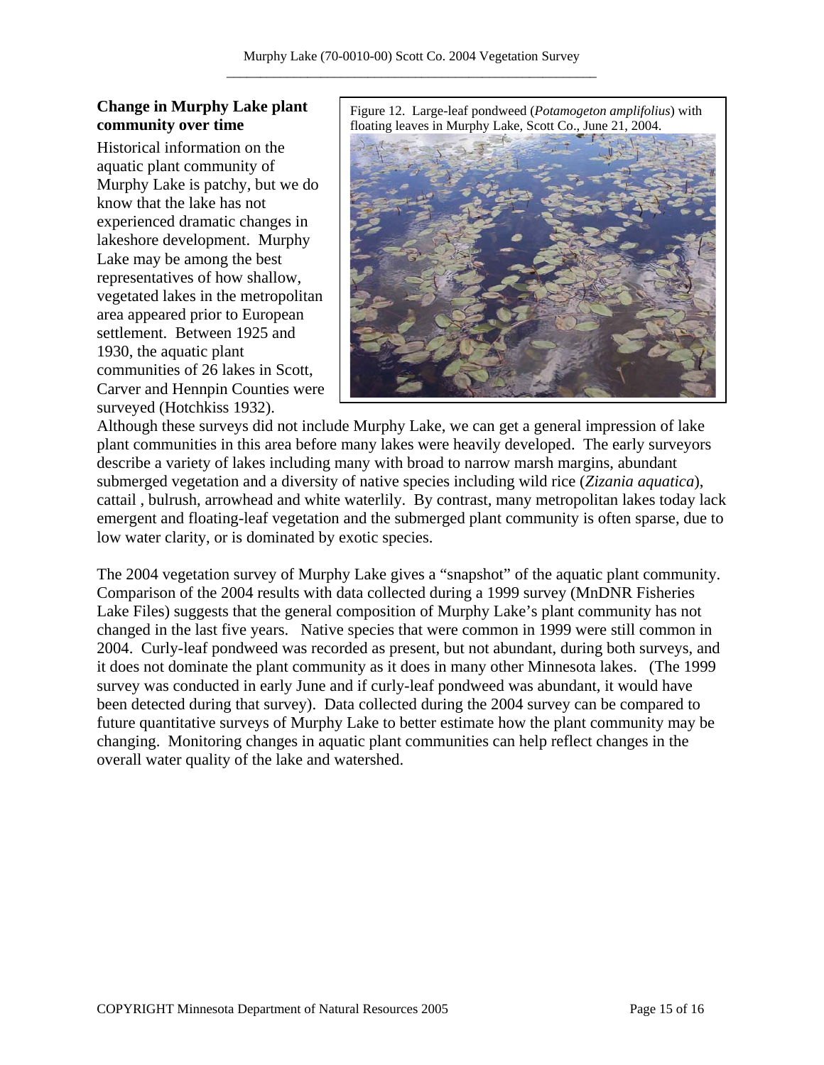## Change in Murphy Lake plant community over time

Figure 12. Large-leaf pondweed (*Potamogeton amplifolius*) with floating leaves in Murphy Lake, Scott Co., June 21, 2004.

Historical information on the aquatic plant community of Murphy Lake is patchy, but we do know that the lake has not experienced dramatic changes in lakeshore development. Murphy Lake may be among the best representatives of how shallow, vegetated lakes in the metropolitan area appeared prior to European settlement. Between 1925 and 1930, the aquatic plant communities of 26 lakes in Scott, Carver and Hennpin Counties were surveyed (Hotchkiss 1932). Although these surveys did not include Murphy Lake, we can get a general impression of lake plant communities in this area before many lakes were heavily developed. The early surveyors describe a variety of lakes including many with broad to narrow marsh margins, abundant submerged vegetation and a diversity of native species including wild rice (*Zizania aquatica*), cattail , bulrush, arrowhead and white waterlily. By contrast, many metropolitan lakes today lack emergent and floating-leaf vegetation and the submerged plant community is often sparse, due to low water clarity, or is dominated by exotic species.

The 2004 vegetation survey of Murphy Lake gives a "snapshot" of the aquatic plant community. Comparison of the 2004 results with data collected during a 1999 survey (MnDNR Fisheries Lake Files) suggests that the general composition of Murphy Lake's plant community has not changed in the last five years. Native species that were common in 1999 were still common in 2004. Curly-leaf pondweed was recorded as present, but not abundant, during both surveys, and it does not dominate the plant community as it does in many other Minnesota lakes. (The 1999 survey was conducted in early June and if curly-leaf pondweed was abundant, it would have been detected during that survey). Data collected during the 2004 survey can be compared to future quantitative surveys of Murphy Lake to better estimate how the plant community may be changing. Monitoring changes in aquatic plant communities can help reflect changes in the overall water quality of the lake and watershed.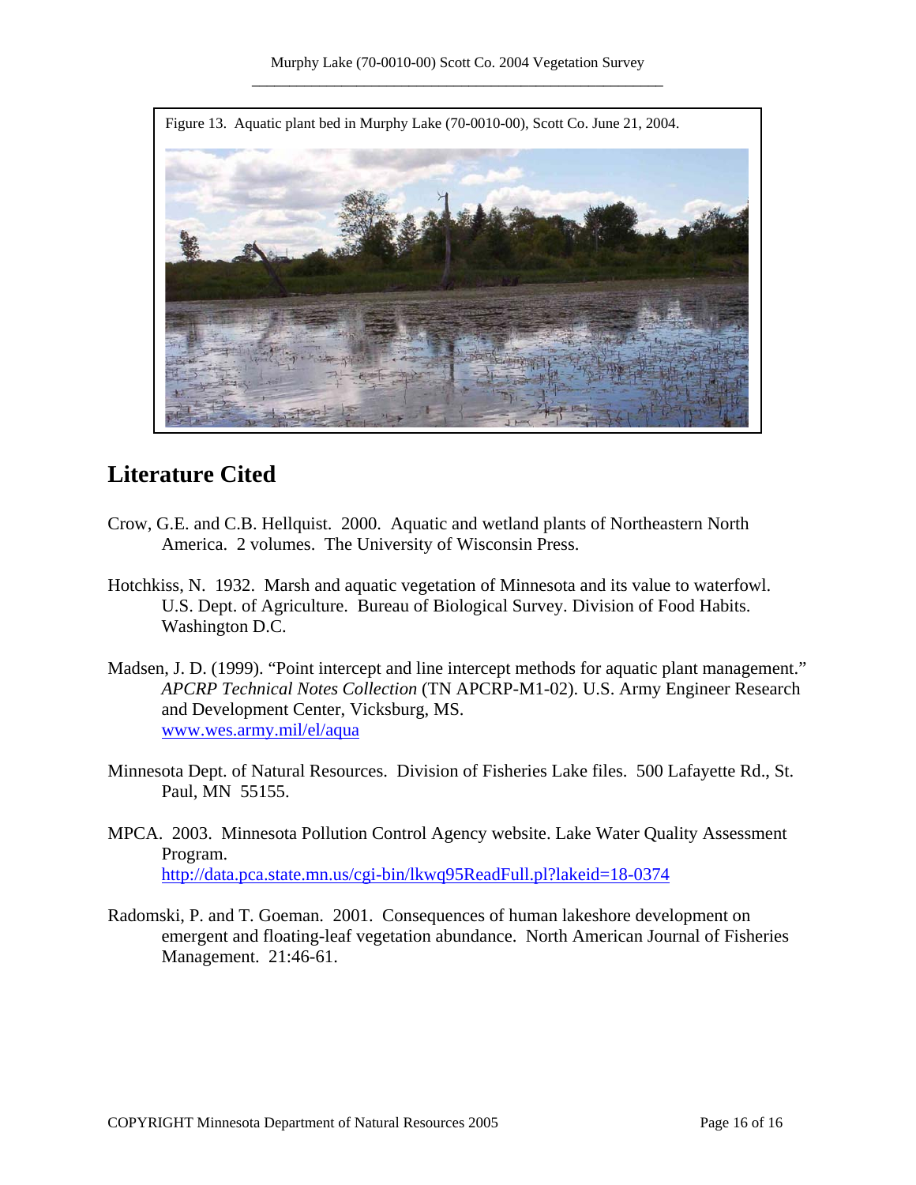Figure 13. Aquatic plant bed in Murphy Lake (70-0010-00), Scott Co. June 21, 2004.

## Literature Cited

Crow, G.E. and C.B. Hellquist. 2000. Aquatic and wetland plants of Northeastern North America. 2 volumes. The University of Wisconsin Press.

Hotchkiss, N. 1932. Marsh and aquatic vegetation of Minnesota and its value to waterfowl. U.S. Dept. of Agriculture. Bureau of Biological Survey. Division of Food Habits. Washington D.C.

Madsen, J. D. (1999). "Point intercept and line intercept methods for aquatic plant management." *APCRP Technical Notes Collection* (TN APCRP-M1-02). U.S. Army Engineer Research and Development Center, Vicksburg, MS. www.wes.army.mil/el/aqua

Minnesota Dept. of Natural Resources. Division of Fisheries Lake files. 500 Lafayette Rd., St. Paul, MN 55155.

MPCA. 2003. Minnesota Pollution Control Agency website. Lake Water Quality Assessment Program. http://data.pca.state.mn.us/cgi-bin/lkwq95ReadFull.pl?lakeid=18-0374

Radomski, P. and T. Goeman. 2001. Consequences of human lakeshore development on emergent and floating-leaf vegetation abundance. North American Journal of Fisheries Management. 21:46-61.

COPYRIGHT Minnesota Department of Natural Resources 2005